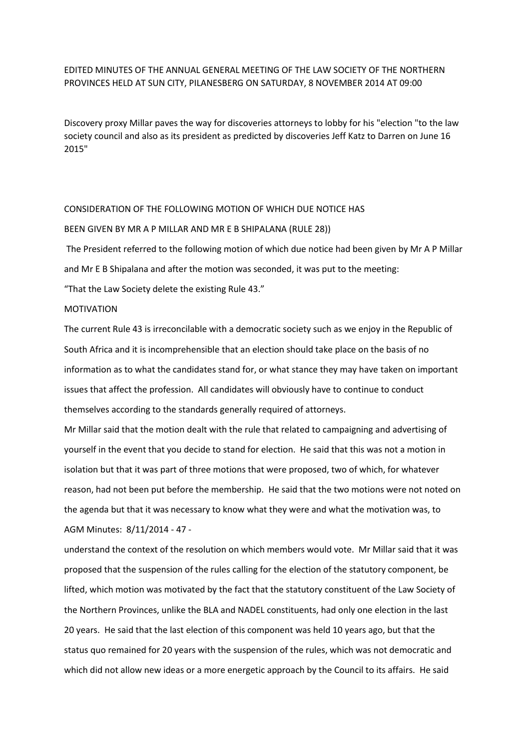EDITED MINUTES OF THE ANNUAL GENERAL MEETING OF THE LAW SOCIETY OF THE NORTHERN PROVINCES HELD AT SUN CITY, PILANESBERG ON SATURDAY, 8 NOVEMBER 2014 AT 09:00

Discovery proxy Millar paves the way for discoveries attorneys to lobby for his "election "to the law society council and also as its president as predicted by discoveries Jeff Katz to Darren on June 16 2015"

CONSIDERATION OF THE FOLLOWING MOTION OF WHICH DUE NOTICE HAS BEEN GIVEN BY MR A P MILLAR AND MR E B SHIPALANA (RULE 28))

The President referred to the following motion of which due notice had been given by Mr A P Millar and Mr E B Shipalana and after the motion was seconded, it was put to the meeting:

"That the Law Society delete the existing Rule 43."

MOTIVATION

The current Rule 43 is irreconcilable with a democratic society such as we enjoy in the Republic of South Africa and it is incomprehensible that an election should take place on the basis of no information as to what the candidates stand for, or what stance they may have taken on important issues that affect the profession. All candidates will obviously have to continue to conduct themselves according to the standards generally required of attorneys.

Mr Millar said that the motion dealt with the rule that related to campaigning and advertising of yourself in the event that you decide to stand for election. He said that this was not a motion in isolation but that it was part of three motions that were proposed, two of which, for whatever reason, had not been put before the membership. He said that the two motions were not noted on the agenda but that it was necessary to know what they were and what the motivation was, to understand the context of the resolution on which members would vote. Mr Millar said that it was proposed that the suspension of the rules calling for the election of the statutory component, be lifted, which motion was motivated by the fact that the statutory constituent of the Law Society of the Northern Provinces, unlike the BLA and NADEL constituents, had only one election in the last 20 years. He said that the last election of this component was held 10 years ago, but that the status quo remained for 20 years with the suspension of the rules, which was not democratic and which did not allow new ideas or a more energetic approach by the Council to its affairs. He said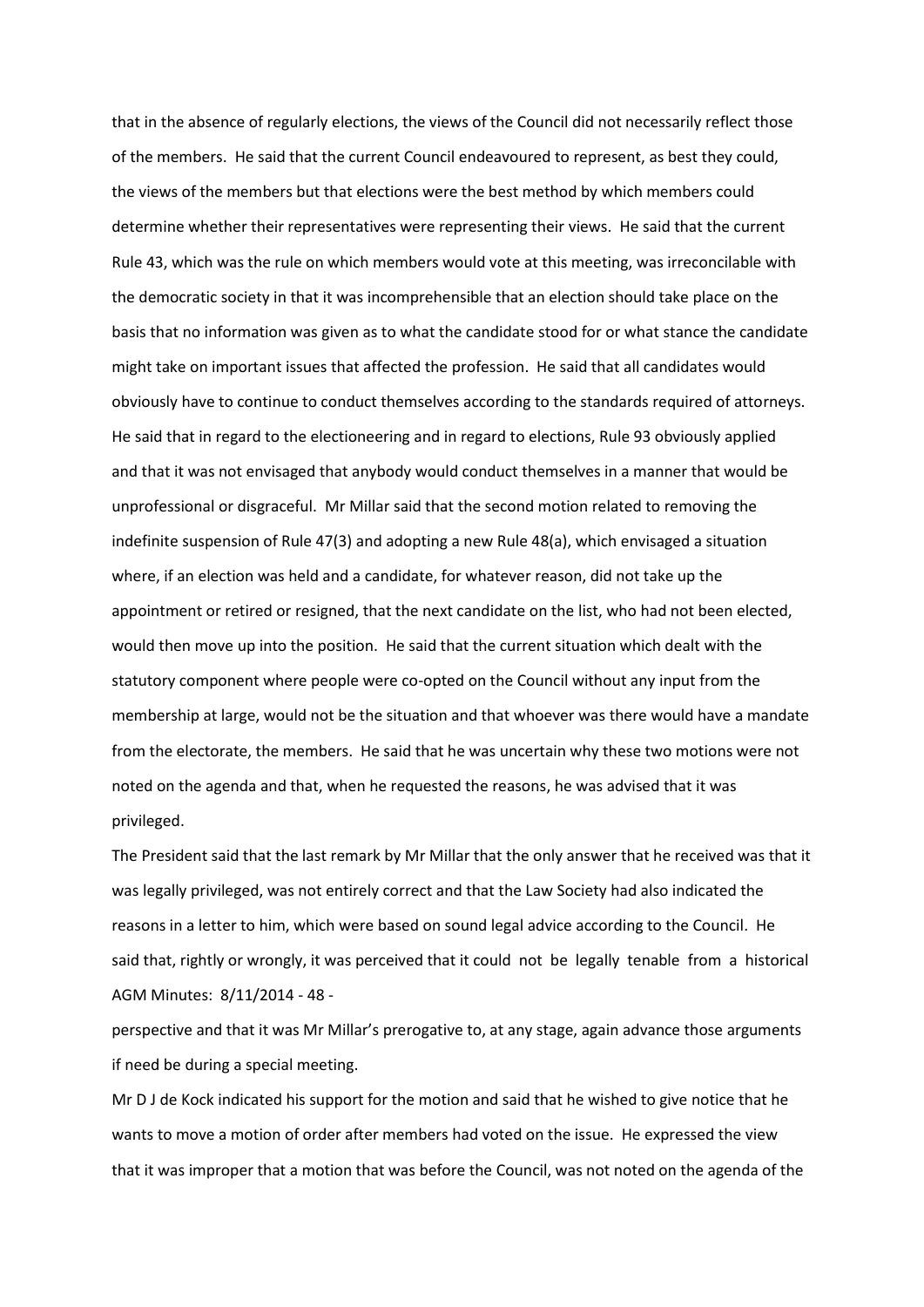that in the absence of regularly elections, the views of the Council did not necessarily reflect those of the members. He said that the current Council endeavoured to represent, as best they could, the views of the members but that elections were the best method by which members could determine whether their representatives were representing their views. He said that the current Rule 43, which was the rule on which members would vote at this meeting, was irreconcilable with the democratic society in that it was incomprehensible that an election should take place on the basis that no information was given as to what the candidate stood for or what stance the candidate might take on important issues that affected the profession. He said that all candidates would obviously have to continue to conduct themselves according to the standards required of attorneys. He said that in regard to the electioneering and in regard to elections, Rule 93 obviously applied and that it was not envisaged that anybody would conduct themselves in a manner that would be unprofessional or disgraceful. Mr Millar said that the second motion related to removing the indefinite suspension of Rule 47(3) and adopting a new Rule 48(a), which envisaged a situation where, if an election was held and a candidate, for whatever reason, did not take up the appointment or retired or resigned, that the next candidate on the list, who had not been elected, would then move up into the position. He said that the current situation which dealt with the statutory component where people were co-opted on the Council without any input from the membership at large, would not be the situation and that whoever was there would have a mandate from the electorate, the members. He said that he was uncertain why these two motions were not noted on the agenda and that, when he requested the reasons, he was advised that it was privileged.

The President said that the last remark by Mr Millar that the only answer that he received was that it was legally privileged, was not entirely correct and that the Law Society had also indicated the reasons in a letter to him, which were based on sound legal advice according to the Council. He said that, rightly or wrongly, it was perceived that it could not be legally tenable from a historical perspective and that it was Mr Millar's prerogative to, at any stage, again advance those arguments if need be during a special meeting.

Mr D J de Kock indicated his support for the motion and said that he wished to give notice that he wants to move a motion of order after members had voted on the issue. He expressed the view that it was improper that a motion that was before the Council, was not noted on the agenda of the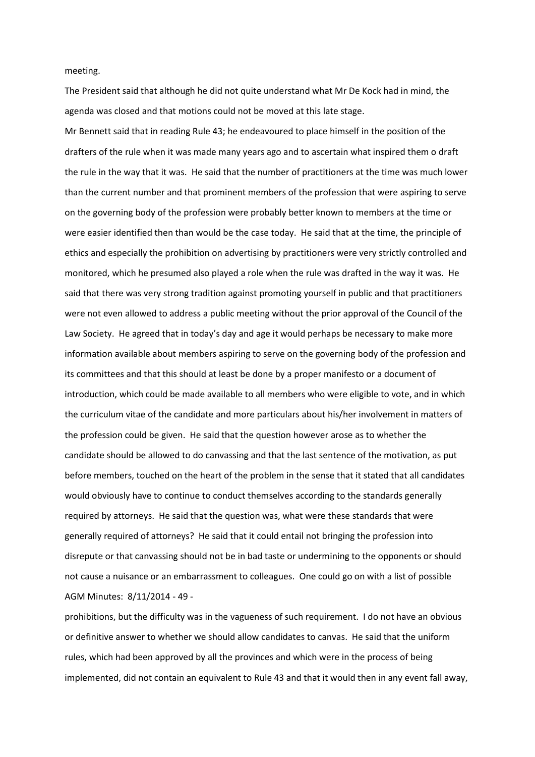meeting.

The President said that although he did not quite understand what Mr De Kock had in mind, the agenda was closed and that motions could not be moved at this late stage.

Mr Bennett said that in reading Rule 43; he endeavoured to place himself in the position of the drafters of the rule when it was made many years ago and to ascertain what inspired them o draft the rule in the way that it was. He said that the number of practitioners at the time was much lower than the current number and that prominent members of the profession that were aspiring to serve on the governing body of the profession were probably better known to members at the time or were easier identified then than would be the case today. He said that at the time, the principle of ethics and especially the prohibition on advertising by practitioners were very strictly controlled and monitored, which he presumed also played a role when the rule was drafted in the way it was. He said that there was very strong tradition against promoting yourself in public and that practitioners were not even allowed to address a public meeting without the prior approval of the Council of the Law Society. He agreed that in today's day and age it would perhaps be necessary to make more information available about members aspiring to serve on the governing body of the profession and its committees and that this should at least be done by a proper manifesto or a document of introduction, which could be made available to all members who were eligible to vote, and in which the curriculum vitae of the candidate and more particulars about his/her involvement in matters of the profession could be given. He said that the question however arose as to whether the candidate should be allowed to do canvassing and that the last sentence of the motivation, as put before members, touched on the heart of the problem in the sense that it stated that all candidates would obviously have to continue to conduct themselves according to the standards generally required by attorneys. He said that the question was, what were these standards that were generally required of attorneys? He said that it could entail not bringing the profession into disrepute or that canvassing should not be in bad taste or undermining to the opponents or should not cause a nuisance or an embarrassment to colleagues. One could go on with a list of possible prohibitions, but the difficulty was in the vagueness of such requirement. I do not have an obvious or definitive answer to whether we should allow candidates to canvas. He said that the uniform rules, which had been approved by all the provinces and which were in the process of being implemented, did not contain an equivalent to Rule 43 and that it would then in any event fall away,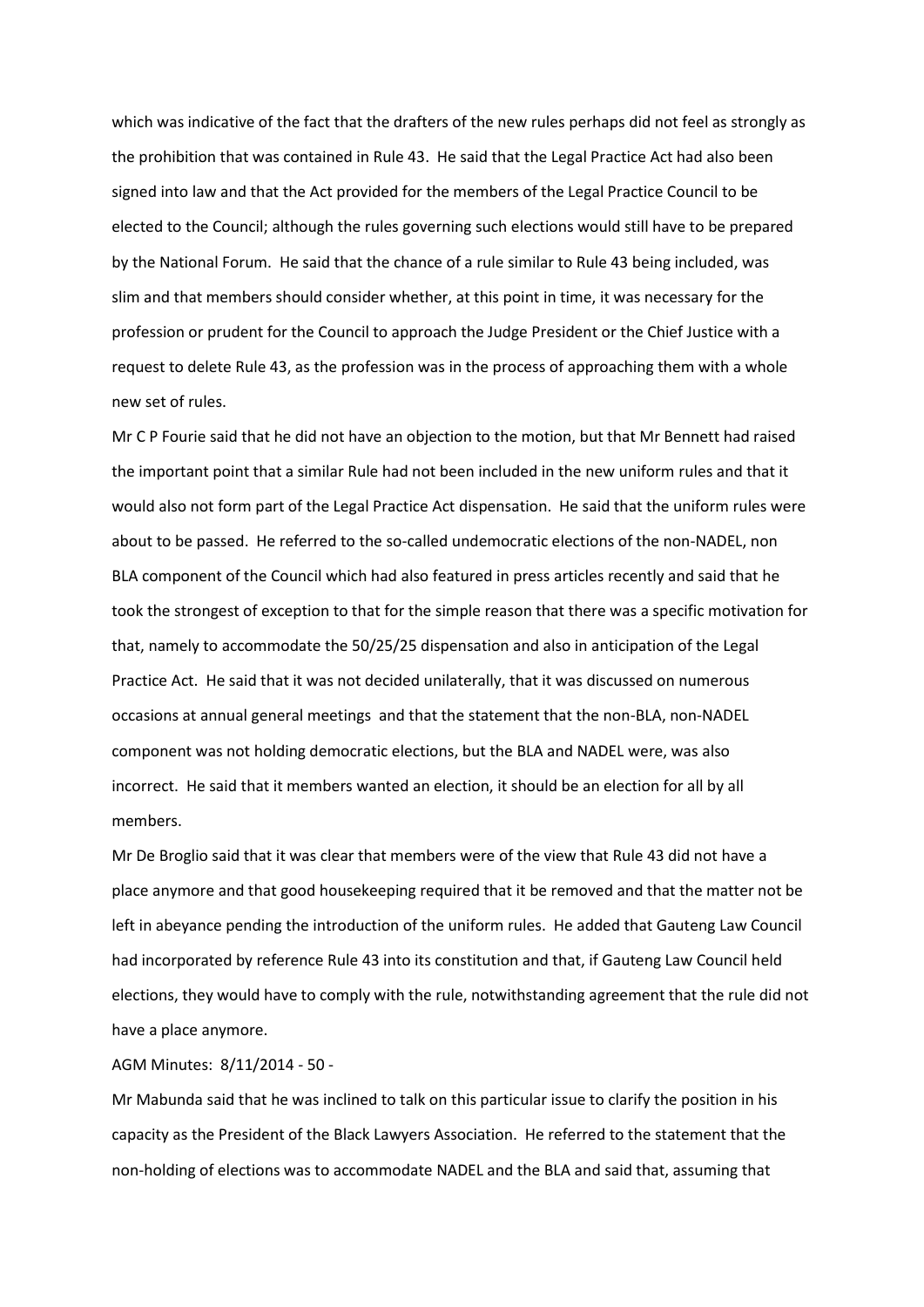which was indicative of the fact that the drafters of the new rules perhaps did not feel as strongly as the prohibition that was contained in Rule 43. He said that the Legal Practice Act had also been signed into law and that the Act provided for the members of the Legal Practice Council to be elected to the Council; although the rules governing such elections would still have to be prepared by the National Forum. He said that the chance of a rule similar to Rule 43 being included, was slim and that members should consider whether, at this point in time, it was necessary for the profession or prudent for the Council to approach the Judge President or the Chief Justice with a request to delete Rule 43, as the profession was in the process of approaching them with a whole new set of rules.

Mr C P Fourie said that he did not have an objection to the motion, but that Mr Bennett had raised the important point that a similar Rule had not been included in the new uniform rules and that it would also not form part of the Legal Practice Act dispensation. He said that the uniform rules were about to be passed. He referred to the so-called undemocratic elections of the non-NADEL, non BLA component of the Council which had also featured in press articles recently and said that he took the strongest of exception to that for the simple reason that there was a specific motivation for that, namely to accommodate the 50/25/25 dispensation and also in anticipation of the Legal Practice Act. He said that it was not decided unilaterally, that it was discussed on numerous occasions at annual general meetings and that the statement that the non-BLA, non-NADEL component was not holding democratic elections, but the BLA and NADEL were, was also incorrect. He said that it members wanted an election, it should be an election for all by all members.

Mr De Broglio said that it was clear that members were of the view that Rule 43 did not have a place anymore and that good housekeeping required that it be removed and that the matter not be left in abeyance pending the introduction of the uniform rules. He added that Gauteng Law Council had incorporated by reference Rule 43 into its constitution and that, if Gauteng Law Council held elections, they would have to comply with the rule, notwithstanding agreement that the rule did not have a place anymore.

Mr Mabunda said that he was inclined to talk on this particular issue to clarify the position in his capacity as the President of the Black Lawyers Association. He referred to the statement that the non-holding of elections was to accommodate NADEL and the BLA and said that, assuming that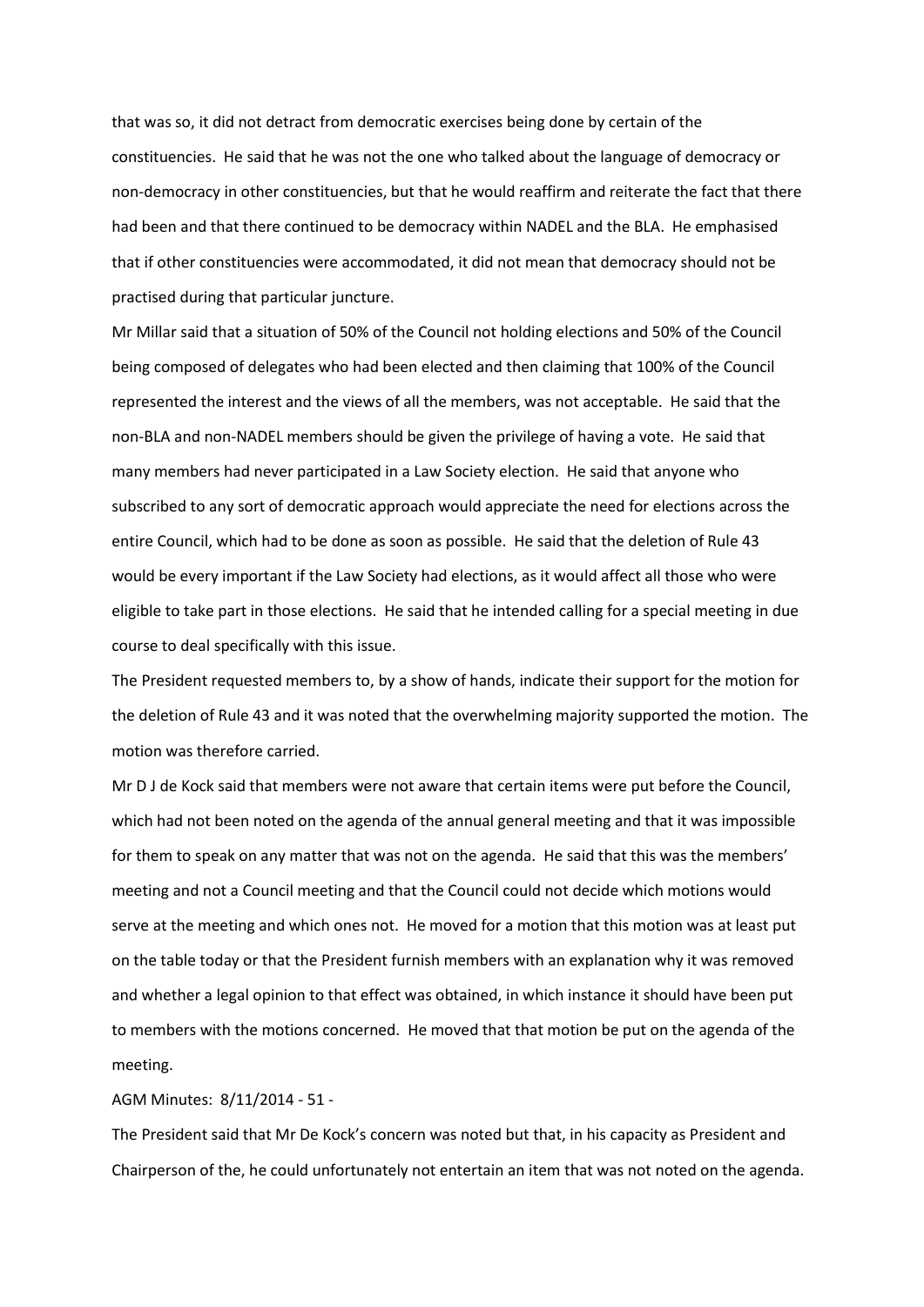that was so, it did not detract from democratic exercises being done by certain of the constituencies. He said that he was not the one who talked about the language of democracy or non-democracy in other constituencies, but that he would reaffirm and reiterate the fact that there had been and that there continued to be democracy within NADEL and the BLA. He emphasised that if other constituencies were accommodated, it did not mean that democracy should not be practised during that particular juncture.

Mr Millar said that a situation of 50% of the Council not holding elections and 50% of the Council being composed of delegates who had been elected and then claiming that 100% of the Council represented the interest and the views of all the members, was not acceptable. He said that the non-BLA and non-NADEL members should be given the privilege of having a vote. He said that many members had never participated in a Law Society election. He said that anyone who subscribed to any sort of democratic approach would appreciate the need for elections across the entire Council, which had to be done as soon as possible. He said that the deletion of Rule 43 would be every important if the Law Society had elections, as it would affect all those who were eligible to take part in those elections. He said that he intended calling for a special meeting in due course to deal specifically with this issue.

The President requested members to, by a show of hands, indicate their support for the motion for the deletion of Rule 43 and it was noted that the overwhelming majority supported the motion. The motion was therefore carried.

Mr D J de Kock said that members were not aware that certain items were put before the Council, which had not been noted on the agenda of the annual general meeting and that it was impossible for them to speak on any matter that was not on the agenda. He said that this was the members' meeting and not a Council meeting and that the Council could not decide which motions would serve at the meeting and which ones not. He moved for a motion that this motion was at least put on the table today or that the President furnish members with an explanation why it was removed and whether a legal opinion to that effect was obtained, in which instance it should have been put to members with the motions concerned. He moved that that motion be put on the agenda of the meeting.

The President said that Mr De Kock's concern was noted but that, in his capacity as President and Chairperson of the, he could unfortunately not entertain an item that was not noted on the agenda.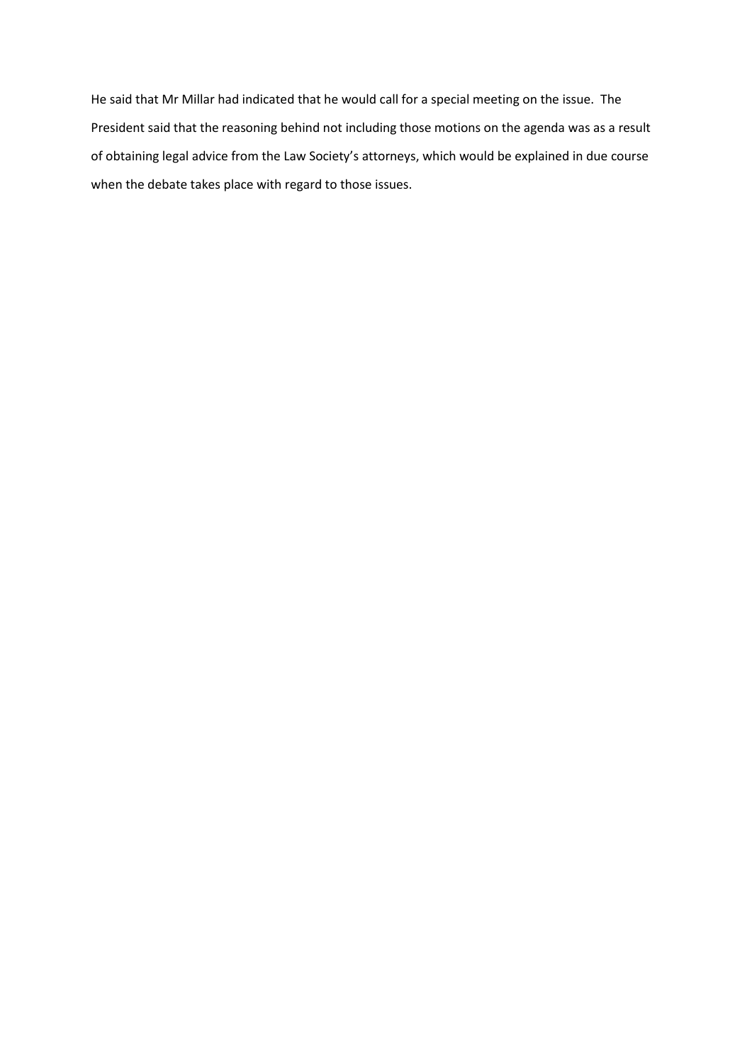He said that Mr Millar had indicated that he would call for a special meeting on the issue. The President said that the reasoning behind not including those motions on the agenda was as a result of obtaining legal advice from the Law Society's attorneys, which would be explained in due course when the debate takes place with regard to those issues.